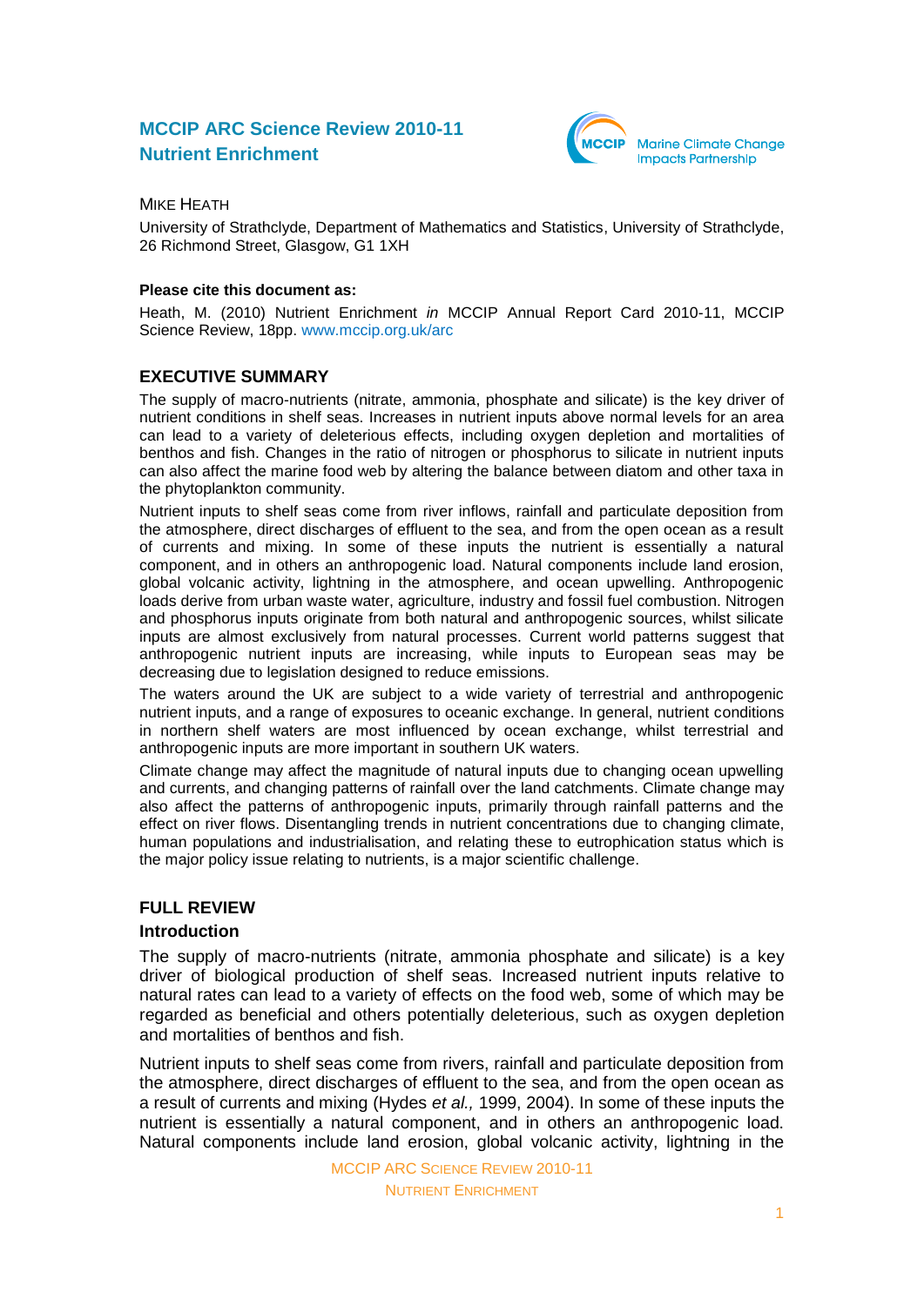# MCCIP ARC Science Review 2010-11
# Nutrient Enrichment

MIKE HEATH

University of Strathclyde, Department of Mathematics and Statistics, University of Strathclyde, 26 Richmond Street, Glasgow, G1 1XH

**Please cite this document as:**

Heath, M. (2010) Nutrient Enrichment *in* MCCIP Annual Report Card 2010-11, MCCIP Science Review, 18pp. www.mccip.org.uk/arc

## EXECUTIVE SUMMARY

The supply of macro-nutrients (nitrate, ammonia, phosphate and silicate) is the key driver of nutrient conditions in shelf seas. Increases in nutrient inputs above normal levels for an area can lead to a variety of deleterious effects, including oxygen depletion and mortalities of benthos and fish. Changes in the ratio of nitrogen or phosphorus to silicate in nutrient inputs can also affect the marine food web by altering the balance between diatom and other taxa in the phytoplankton community.

Nutrient inputs to shelf seas come from river inflows, rainfall and particulate deposition from the atmosphere, direct discharges of effluent to the sea, and from the open ocean as a result of currents and mixing. In some of these inputs the nutrient is essentially a natural component, and in others an anthropogenic load. Natural components include land erosion, global volcanic activity, lightning in the atmosphere, and ocean upwelling. Anthropogenic loads derive from urban waste water, agriculture, industry and fossil fuel combustion. Nitrogen and phosphorus inputs originate from both natural and anthropogenic sources, whilst silicate inputs are almost exclusively from natural processes. Current world patterns suggest that anthropogenic nutrient inputs are increasing, while inputs to European seas may be decreasing due to legislation designed to reduce emissions.

The waters around the UK are subject to a wide variety of terrestrial and anthropogenic nutrient inputs, and a range of exposures to oceanic exchange. In general, nutrient conditions in northern shelf waters are most influenced by ocean exchange, whilst terrestrial and anthropogenic inputs are more important in southern UK waters.

Climate change may affect the magnitude of natural inputs due to changing ocean upwelling and currents, and changing patterns of rainfall over the land catchments. Climate change may also affect the patterns of anthropogenic inputs, primarily through rainfall patterns and the effect on river flows. Disentangling trends in nutrient concentrations due to changing climate, human populations and industrialisation, and relating these to eutrophication status which is the major policy issue relating to nutrients, is a major scientific challenge.

## FULL REVIEW

### Introduction

The supply of macro-nutrients (nitrate, ammonia phosphate and silicate) is a key driver of biological production of shelf seas. Increased nutrient inputs relative to natural rates can lead to a variety of effects on the food web, some of which may be regarded as beneficial and others potentially deleterious, such as oxygen depletion and mortalities of benthos and fish.

Nutrient inputs to shelf seas come from rivers, rainfall and particulate deposition from the atmosphere, direct discharges of effluent to the sea, and from the open ocean as a result of currents and mixing (Hydes *et al.,* 1999, 2004). In some of these inputs the nutrient is essentially a natural component, and in others an anthropogenic load. Natural components include land erosion, global volcanic activity, lightning in the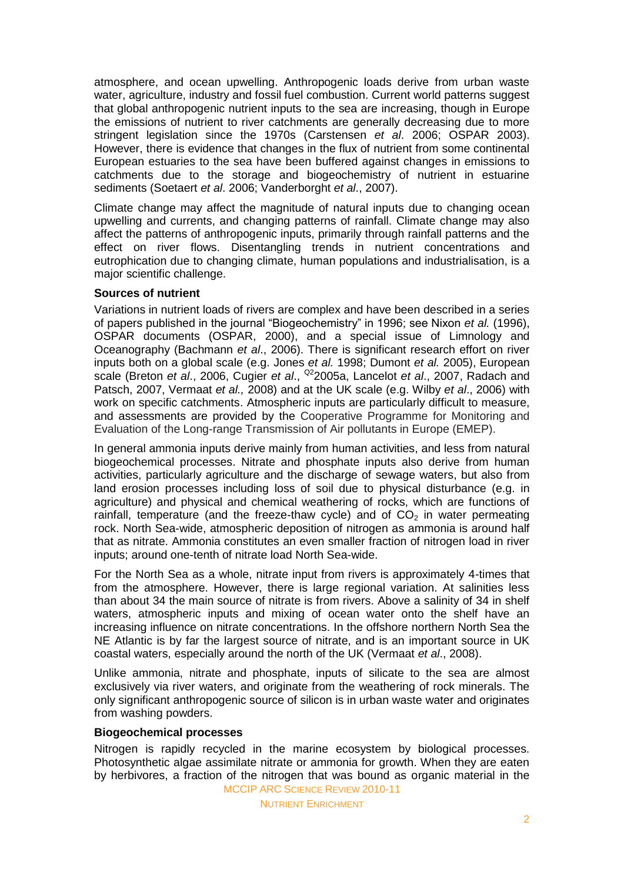atmosphere, and ocean upwelling. Anthropogenic loads derive from urban waste water, agriculture, industry and fossil fuel combustion. Current world patterns suggest that global anthropogenic nutrient inputs to the sea are increasing, though in Europe the emissions of nutrient to river catchments are generally decreasing due to more stringent legislation since the 1970s (Carstensen *et al*. 2006; OSPAR 2003). However, there is evidence that changes in the flux of nutrient from some continental European estuaries to the sea have been buffered against changes in emissions to catchments due to the storage and biogeochemistry of nutrient in estuarine sediments (Soetaert *et al*. 2006; Vanderborght *et al*., 2007).

Climate change may affect the magnitude of natural inputs due to changing ocean upwelling and currents, and changing patterns of rainfall. Climate change may also affect the patterns of anthropogenic inputs, primarily through rainfall patterns and the effect on river flows. Disentangling trends in nutrient concentrations and eutrophication due to changing climate, human populations and industrialisation, is a major scientific challenge.

**Sources of nutrient**

Variations in nutrient loads of rivers are complex and have been described in a series of papers published in the journal "Biogeochemistry" in 1996; see Nixon *et al.* (1996), OSPAR documents (OSPAR, 2000), and a special issue of Limnology and Oceanography (Bachmann *et al*., 2006). There is significant research effort on river inputs both on a global scale (e.g. Jones *et al.* 1998; Dumont *et al.* 2005), European scale (Breton *et al*., 2006, Cugier *et al*., [Q2]2005a, Lancelot *et al*., 2007, Radach and Patsch, 2007, Vermaat *et al.,* 2008) and at the UK scale (e.g. Wilby *et al*., 2006) with work on specific catchments. Atmospheric inputs are particularly difficult to measure, and assessments are provided by the Cooperative Programme for Monitoring and Evaluation of the Long-range Transmission of Air pollutants in Europe (EMEP).

In general ammonia inputs derive mainly from human activities, and less from natural biogeochemical processes. Nitrate and phosphate inputs also derive from human activities, particularly agriculture and the discharge of sewage waters, but also from land erosion processes including loss of soil due to physical disturbance (e.g. in agriculture) and physical and chemical weathering of rocks, which are functions of rainfall, temperature (and the freeze-thaw cycle) and of $CO_2$ in water permeating rock. North Sea-wide, atmospheric deposition of nitrogen as ammonia is around half that as nitrate. Ammonia constitutes an even smaller fraction of nitrogen load in river inputs; around one-tenth of nitrate load North Sea-wide.

For the North Sea as a whole, nitrate input from rivers is approximately 4-times that from the atmosphere. However, there is large regional variation. At salinities less than about 34 the main source of nitrate is from rivers. Above a salinity of 34 in shelf waters, atmospheric inputs and mixing of ocean water onto the shelf have an increasing influence on nitrate concentrations. In the offshore northern North Sea the NE Atlantic is by far the largest source of nitrate, and is an important source in UK coastal waters, especially around the north of the UK (Vermaat *et al*., 2008).

Unlike ammonia, nitrate and phosphate, inputs of silicate to the sea are almost exclusively via river waters, and originate from the weathering of rock minerals. The only significant anthropogenic source of silicon is in urban waste water and originates from washing powders.

**Biogeochemical processes**

Nitrogen is rapidly recycled in the marine ecosystem by biological processes. Photosynthetic algae assimilate nitrate or ammonia for growth. When they are eaten by herbivores, a fraction of the nitrogen that was bound as organic material in the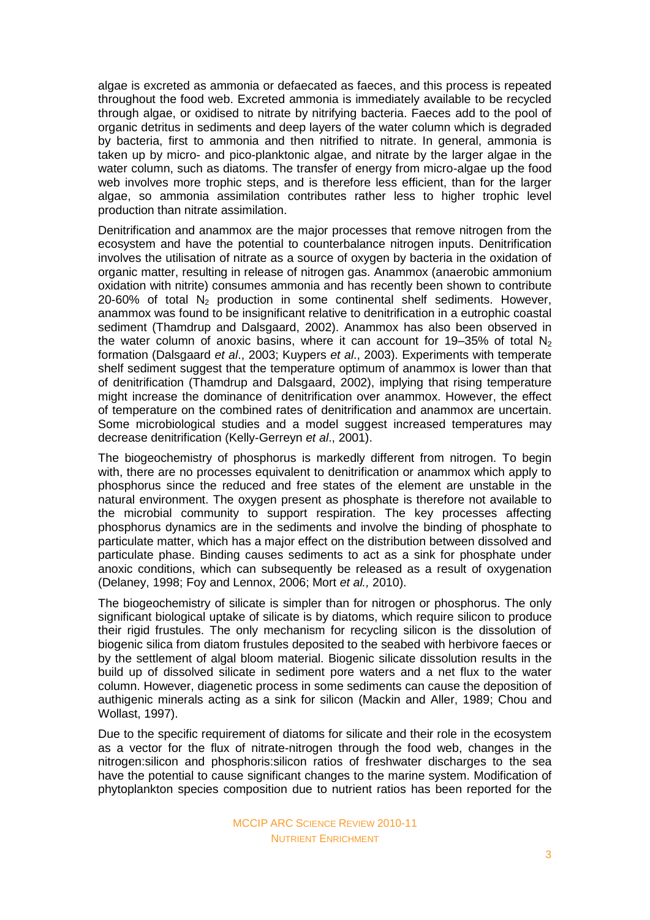algae is excreted as ammonia or defaecated as faeces, and this process is repeated throughout the food web. Excreted ammonia is immediately available to be recycled through algae, or oxidised to nitrate by nitrifying bacteria. Faeces add to the pool of organic detritus in sediments and deep layers of the water column which is degraded by bacteria, first to ammonia and then nitrified to nitrate. In general, ammonia is taken up by micro- and pico-planktonic algae, and nitrate by the larger algae in the water column, such as diatoms. The transfer of energy from micro-algae up the food web involves more trophic steps, and is therefore less efficient, than for the larger algae, so ammonia assimilation contributes rather less to higher trophic level production than nitrate assimilation.

Denitrification and anammox are the major processes that remove nitrogen from the ecosystem and have the potential to counterbalance nitrogen inputs. Denitrification involves the utilisation of nitrate as a source of oxygen by bacteria in the oxidation of organic matter, resulting in release of nitrogen gas. Anammox (anaerobic ammonium oxidation with nitrite) consumes ammonia and has recently been shown to contribute 20-60% of total $N_2$ production in some continental shelf sediments. However, anammox was found to be insignificant relative to denitrification in a eutrophic coastal sediment (Thamdrup and Dalsgaard, 2002). Anammox has also been observed in the water column of anoxic basins, where it can account for 19–35% of total $N_2$ formation (Dalsgaard *et al*., 2003; Kuypers *et al*., 2003). Experiments with temperate shelf sediment suggest that the temperature optimum of anammox is lower than that of denitrification (Thamdrup and Dalsgaard, 2002), implying that rising temperature might increase the dominance of denitrification over anammox. However, the effect of temperature on the combined rates of denitrification and anammox are uncertain. Some microbiological studies and a model suggest increased temperatures may decrease denitrification (Kelly-Gerreyn *et al*., 2001).

The biogeochemistry of phosphorus is markedly different from nitrogen. To begin with, there are no processes equivalent to denitrification or anammox which apply to phosphorus since the reduced and free states of the element are unstable in the natural environment. The oxygen present as phosphate is therefore not available to the microbial community to support respiration. The key processes affecting phosphorus dynamics are in the sediments and involve the binding of phosphate to particulate matter, which has a major effect on the distribution between dissolved and particulate phase. Binding causes sediments to act as a sink for phosphate under anoxic conditions, which can subsequently be released as a result of oxygenation (Delaney, 1998; Foy and Lennox, 2006; Mort *et al.,* 2010).

The biogeochemistry of silicate is simpler than for nitrogen or phosphorus. The only significant biological uptake of silicate is by diatoms, which require silicon to produce their rigid frustules. The only mechanism for recycling silicon is the dissolution of biogenic silica from diatom frustules deposited to the seabed with herbivore faeces or by the settlement of algal bloom material. Biogenic silicate dissolution results in the build up of dissolved silicate in sediment pore waters and a net flux to the water column. However, diagenetic process in some sediments can cause the deposition of authigenic minerals acting as a sink for silicon (Mackin and Aller, 1989; Chou and Wollast, 1997).

Due to the specific requirement of diatoms for silicate and their role in the ecosystem as a vector for the flux of nitrate-nitrogen through the food web, changes in the nitrogen:silicon and phosphoris:silicon ratios of freshwater discharges to the sea have the potential to cause significant changes to the marine system. Modification of phytoplankton species composition due to nutrient ratios has been reported for the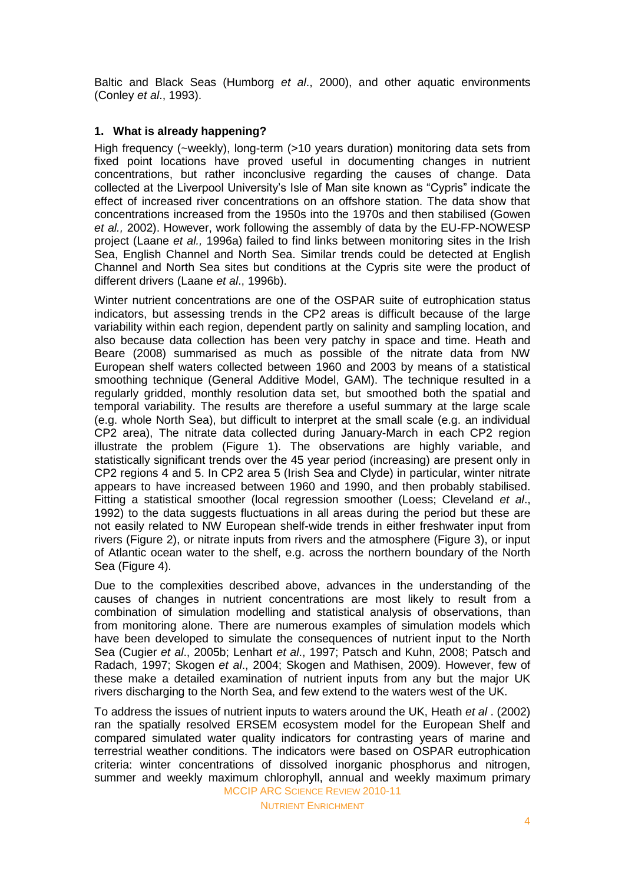Baltic and Black Seas (Humborg *et al*., 2000), and other aquatic environments (Conley *et al*., 1993).

## 1. What is already happening?

High frequency (~weekly), long-term (>10 years duration) monitoring data sets from fixed point locations have proved useful in documenting changes in nutrient concentrations, but rather inconclusive regarding the causes of change. Data collected at the Liverpool University's Isle of Man site known as "Cypris" indicate the effect of increased river concentrations on an offshore station. The data show that concentrations increased from the 1950s into the 1970s and then stabilised (Gowen *et al.,* 2002). However, work following the assembly of data by the EU-FP-NOWESP project (Laane *et al.,* 1996a) failed to find links between monitoring sites in the Irish Sea, English Channel and North Sea. Similar trends could be detected at English Channel and North Sea sites but conditions at the Cypris site were the product of different drivers (Laane *et al*., 1996b).

Winter nutrient concentrations are one of the OSPAR suite of eutrophication status indicators, but assessing trends in the CP2 areas is difficult because of the large variability within each region, dependent partly on salinity and sampling location, and also because data collection has been very patchy in space and time. Heath and Beare (2008) summarised as much as possible of the nitrate data from NW European shelf waters collected between 1960 and 2003 by means of a statistical smoothing technique (General Additive Model, GAM). The technique resulted in a regularly gridded, monthly resolution data set, but smoothed both the spatial and temporal variability. The results are therefore a useful summary at the large scale (e.g. whole North Sea), but difficult to interpret at the small scale (e.g. an individual CP2 area), The nitrate data collected during January-March in each CP2 region illustrate the problem (Figure 1). The observations are highly variable, and statistically significant trends over the 45 year period (increasing) are present only in CP2 regions 4 and 5. In CP2 area 5 (Irish Sea and Clyde) in particular, winter nitrate appears to have increased between 1960 and 1990, and then probably stabilised. Fitting a statistical smoother (local regression smoother (Loess; Cleveland *et al*., 1992) to the data suggests fluctuations in all areas during the period but these are not easily related to NW European shelf-wide trends in either freshwater input from rivers (Figure 2), or nitrate inputs from rivers and the atmosphere (Figure 3), or input of Atlantic ocean water to the shelf, e.g. across the northern boundary of the North Sea (Figure 4).

Due to the complexities described above, advances in the understanding of the causes of changes in nutrient concentrations are most likely to result from a combination of simulation modelling and statistical analysis of observations, than from monitoring alone. There are numerous examples of simulation models which have been developed to simulate the consequences of nutrient input to the North Sea (Cugier *et al*., 2005b; Lenhart *et al*., 1997; Patsch and Kuhn, 2008; Patsch and Radach, 1997; Skogen *et al*., 2004; Skogen and Mathisen, 2009). However, few of these make a detailed examination of nutrient inputs from any but the major UK rivers discharging to the North Sea, and few extend to the waters west of the UK.

To address the issues of nutrient inputs to waters around the UK, Heath *et al* . (2002) ran the spatially resolved ERSEM ecosystem model for the European Shelf and compared simulated water quality indicators for contrasting years of marine and terrestrial weather conditions. The indicators were based on OSPAR eutrophication criteria: winter concentrations of dissolved inorganic phosphorus and nitrogen, summer and weekly maximum chlorophyll, annual and weekly maximum primary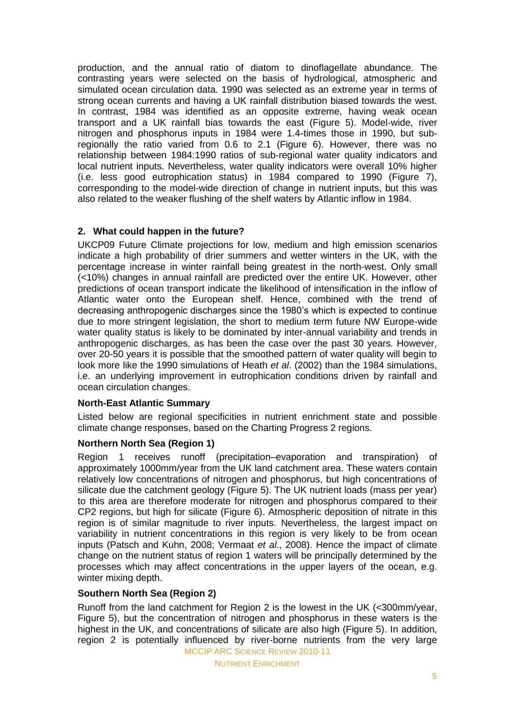production, and the annual ratio of diatom to dinoflagellate abundance. The contrasting years were selected on the basis of hydrological, atmospheric and simulated ocean circulation data. 1990 was selected as an extreme year in terms of strong ocean currents and having a UK rainfall distribution biased towards the west. In contrast, 1984 was identified as an opposite extreme, having weak ocean transport and a UK rainfall bias towards the east (Figure 5). Model-wide, river nitrogen and phosphorus inputs in 1984 were 1.4-times those in 1990, but sub-regionally the ratio varied from 0.6 to 2.1 (Figure 6). However, there was no relationship between 1984:1990 ratios of sub-regional water quality indicators and local nutrient inputs. Nevertheless, water quality indicators were overall 10% higher (i.e. less good eutrophication status) in 1984 compared to 1990 (Figure 7), corresponding to the model-wide direction of change in nutrient inputs, but this was also related to the weaker flushing of the shelf waters by Atlantic inflow in 1984.

## 2. What could happen in the future?

UKCP09 Future Climate projections for low, medium and high emission scenarios indicate a high probability of drier summers and wetter winters in the UK, with the percentage increase in winter rainfall being greatest in the north-west. Only small (<10%) changes in annual rainfall are predicted over the entire UK. However, other predictions of ocean transport indicate the likelihood of intensification in the inflow of Atlantic water onto the European shelf. Hence, combined with the trend of decreasing anthropogenic discharges since the 1980's which is expected to continue due to more stringent legislation, the short to medium term future NW Europe-wide water quality status is likely to be dominated by inter-annual variability and trends in anthropogenic discharges, as has been the case over the past 30 years. However, over 20-50 years it is possible that the smoothed pattern of water quality will begin to look more like the 1990 simulations of Heath *et al*. (2002) than the 1984 simulations, i.e. an underlying improvement in eutrophication conditions driven by rainfall and ocean circulation changes.

### North-East Atlantic Summary

Listed below are regional specificities in nutrient enrichment state and possible climate change responses, based on the Charting Progress 2 regions.

### Northern North Sea (Region 1)

Region 1 receives runoff (precipitation–evaporation and transpiration) of approximately 1000mm/year from the UK land catchment area. These waters contain relatively low concentrations of nitrogen and phosphorus, but high concentrations of silicate due the catchment geology (Figure 5). The UK nutrient loads (mass per year) to this area are therefore moderate for nitrogen and phosphorus compared to their CP2 regions, but high for silicate (Figure 6). Atmospheric deposition of nitrate in this region is of similar magnitude to river inputs. Nevertheless, the largest impact on variability in nutrient concentrations in this region is very likely to be from ocean inputs (Patsch and Kuhn, 2008; Vermaat *et al*., 2008). Hence the impact of climate change on the nutrient status of region 1 waters will be principally determined by the processes which may affect concentrations in the upper layers of the ocean, e.g. winter mixing depth.

### Southern North Sea (Region 2)

Runoff from the land catchment for Region 2 is the lowest in the UK (<300mm/year, Figure 5), but the concentration of nitrogen and phosphorus in these waters is the highest in the UK, and concentrations of silicate are also high (Figure 5). In addition, region 2 is potentially influenced by river-borne nutrients from the very large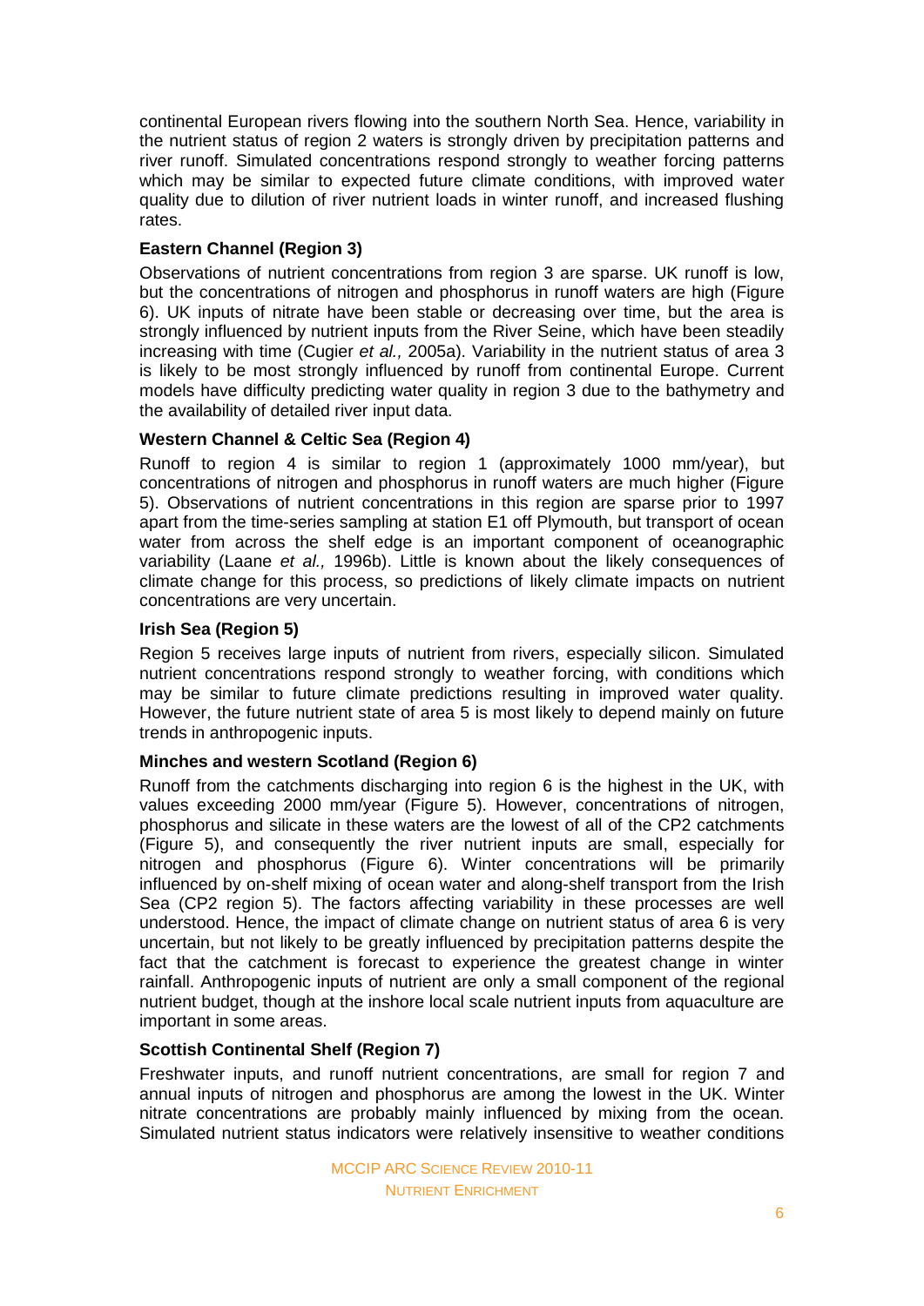continental European rivers flowing into the southern North Sea. Hence, variability in the nutrient status of region 2 waters is strongly driven by precipitation patterns and river runoff. Simulated concentrations respond strongly to weather forcing patterns which may be similar to expected future climate conditions, with improved water quality due to dilution of river nutrient loads in winter runoff, and increased flushing rates.

**Eastern Channel (Region 3)**

Observations of nutrient concentrations from region 3 are sparse. UK runoff is low, but the concentrations of nitrogen and phosphorus in runoff waters are high (Figure 6). UK inputs of nitrate have been stable or decreasing over time, but the area is strongly influenced by nutrient inputs from the River Seine, which have been steadily increasing with time (Cugier *et al.,* 2005a). Variability in the nutrient status of area 3 is likely to be most strongly influenced by runoff from continental Europe. Current models have difficulty predicting water quality in region 3 due to the bathymetry and the availability of detailed river input data.

**Western Channel & Celtic Sea (Region 4)**

Runoff to region 4 is similar to region 1 (approximately 1000 mm/year), but concentrations of nitrogen and phosphorus in runoff waters are much higher (Figure 5). Observations of nutrient concentrations in this region are sparse prior to 1997 apart from the time-series sampling at station E1 off Plymouth, but transport of ocean water from across the shelf edge is an important component of oceanographic variability (Laane *et al.,* 1996b). Little is known about the likely consequences of climate change for this process, so predictions of likely climate impacts on nutrient concentrations are very uncertain.

**Irish Sea (Region 5)**

Region 5 receives large inputs of nutrient from rivers, especially silicon. Simulated nutrient concentrations respond strongly to weather forcing, with conditions which may be similar to future climate predictions resulting in improved water quality. However, the future nutrient state of area 5 is most likely to depend mainly on future trends in anthropogenic inputs.

**Minches and western Scotland (Region 6)**

Runoff from the catchments discharging into region 6 is the highest in the UK, with values exceeding 2000 mm/year (Figure 5). However, concentrations of nitrogen, phosphorus and silicate in these waters are the lowest of all of the CP2 catchments (Figure 5), and consequently the river nutrient inputs are small, especially for nitrogen and phosphorus (Figure 6). Winter concentrations will be primarily influenced by on-shelf mixing of ocean water and along-shelf transport from the Irish Sea (CP2 region 5). The factors affecting variability in these processes are well understood. Hence, the impact of climate change on nutrient status of area 6 is very uncertain, but not likely to be greatly influenced by precipitation patterns despite the fact that the catchment is forecast to experience the greatest change in winter rainfall. Anthropogenic inputs of nutrient are only a small component of the regional nutrient budget, though at the inshore local scale nutrient inputs from aquaculture are important in some areas.

**Scottish Continental Shelf (Region 7)**

Freshwater inputs, and runoff nutrient concentrations, are small for region 7 and annual inputs of nitrogen and phosphorus are among the lowest in the UK. Winter nitrate concentrations are probably mainly influenced by mixing from the ocean. Simulated nutrient status indicators were relatively insensitive to weather conditions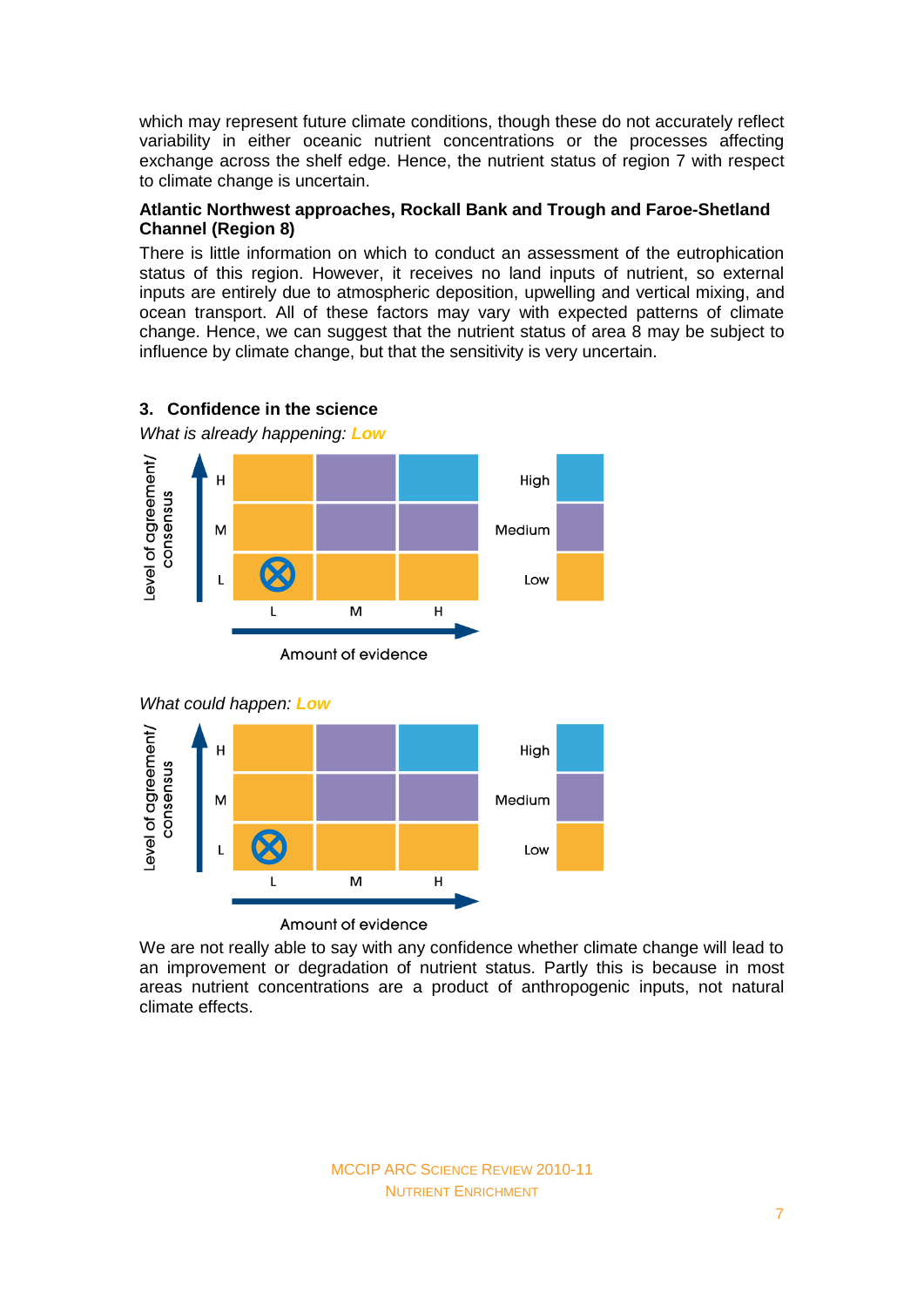which may represent future climate conditions, though these do not accurately reflect variability in either oceanic nutrient concentrations or the processes affecting exchange across the shelf edge. Hence, the nutrient status of region 7 with respect to climate change is uncertain.

**Atlantic Northwest approaches, Rockall Bank and Trough and Faroe-Shetland Channel (Region 8)**

There is little information on which to conduct an assessment of the eutrophication status of this region. However, it receives no land inputs of nutrient, so external inputs are entirely due to atmospheric deposition, upwelling and vertical mixing, and ocean transport. All of these factors may vary with expected patterns of climate change. Hence, we can suggest that the nutrient status of area 8 may be subject to influence by climate change, but that the sensitivity is very uncertain.

## 3. Confidence in the science

*What is already happening:* **Low**

*What could happen:* **Low**

We are not really able to say with any confidence whether climate change will lead to an improvement or degradation of nutrient status. Partly this is because in most areas nutrient concentrations are a product of anthropogenic inputs, not natural climate effects.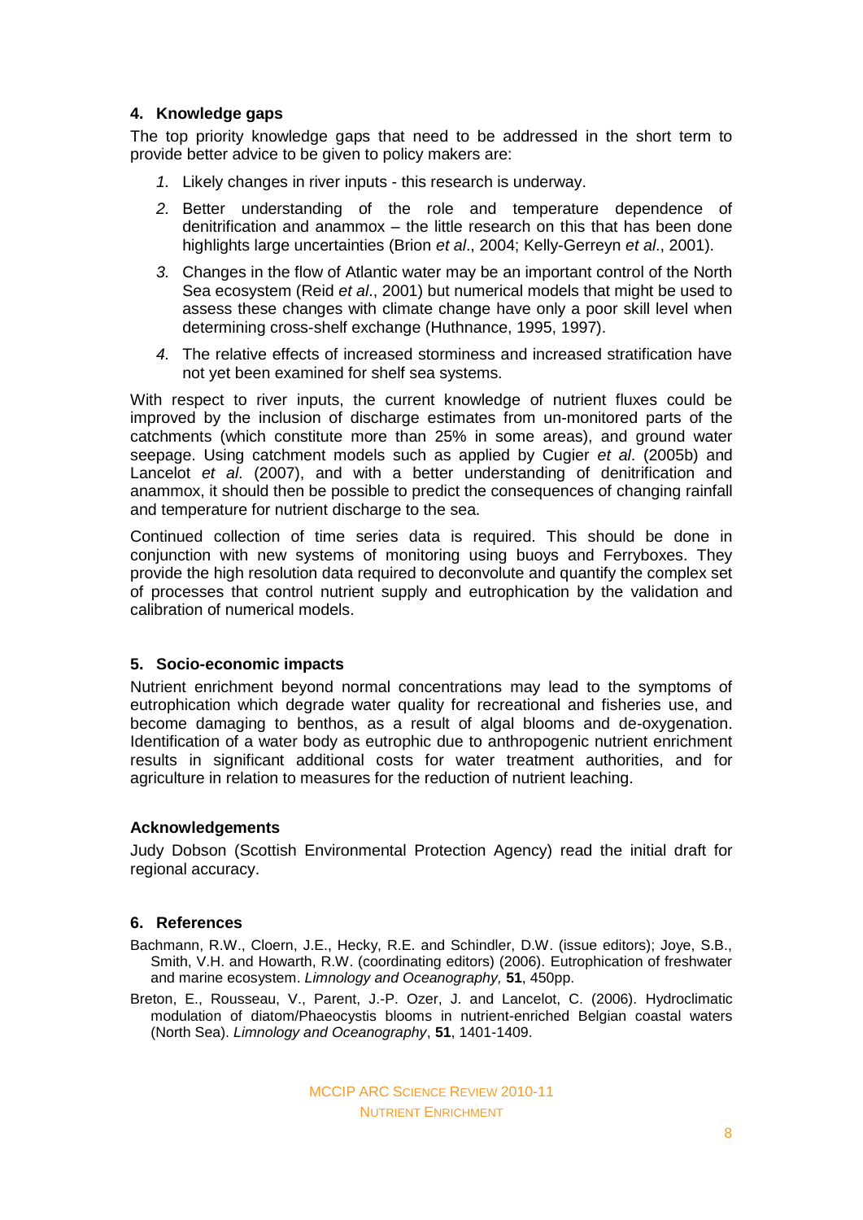## 4. Knowledge gaps

The top priority knowledge gaps that need to be addressed in the short term to provide better advice to be given to policy makers are:

1. Likely changes in river inputs - this research is underway.
2. Better understanding of the role and temperature dependence of denitrification and anammox – the little research on this that has been done highlights large uncertainties (Brion *et al*., 2004; Kelly-Gerreyn *et al*., 2001).
3. Changes in the flow of Atlantic water may be an important control of the North Sea ecosystem (Reid *et al*., 2001) but numerical models that might be used to assess these changes with climate change have only a poor skill level when determining cross-shelf exchange (Huthnance, 1995, 1997).
4. The relative effects of increased storminess and increased stratification have not yet been examined for shelf sea systems.

With respect to river inputs, the current knowledge of nutrient fluxes could be improved by the inclusion of discharge estimates from un-monitored parts of the catchments (which constitute more than 25% in some areas), and ground water seepage. Using catchment models such as applied by Cugier *et al*. (2005b) and Lancelot *et al*. (2007), and with a better understanding of denitrification and anammox, it should then be possible to predict the consequences of changing rainfall and temperature for nutrient discharge to the sea.

Continued collection of time series data is required. This should be done in conjunction with new systems of monitoring using buoys and Ferryboxes. They provide the high resolution data required to deconvolute and quantify the complex set of processes that control nutrient supply and eutrophication by the validation and calibration of numerical models.

## 5. Socio-economic impacts

Nutrient enrichment beyond normal concentrations may lead to the symptoms of eutrophication which degrade water quality for recreational and fisheries use, and become damaging to benthos, as a result of algal blooms and de-oxygenation. Identification of a water body as eutrophic due to anthropogenic nutrient enrichment results in significant additional costs for water treatment authorities, and for agriculture in relation to measures for the reduction of nutrient leaching.

## Acknowledgements

Judy Dobson (Scottish Environmental Protection Agency) read the initial draft for regional accuracy.

## 6. References

Bachmann, R.W., Cloern, J.E., Hecky, R.E. and Schindler, D.W. (issue editors); Joye, S.B., Smith, V.H. and Howarth, R.W. (coordinating editors) (2006). Eutrophication of freshwater and marine ecosystem. *Limnology and Oceanography,* **51**, 450pp.

Breton, E., Rousseau, V., Parent, J.-P. Ozer, J. and Lancelot, C. (2006). Hydroclimatic modulation of diatom/Phaeocystis blooms in nutrient-enriched Belgian coastal waters (North Sea). *Limnology and Oceanography*, **51**, 1401-1409.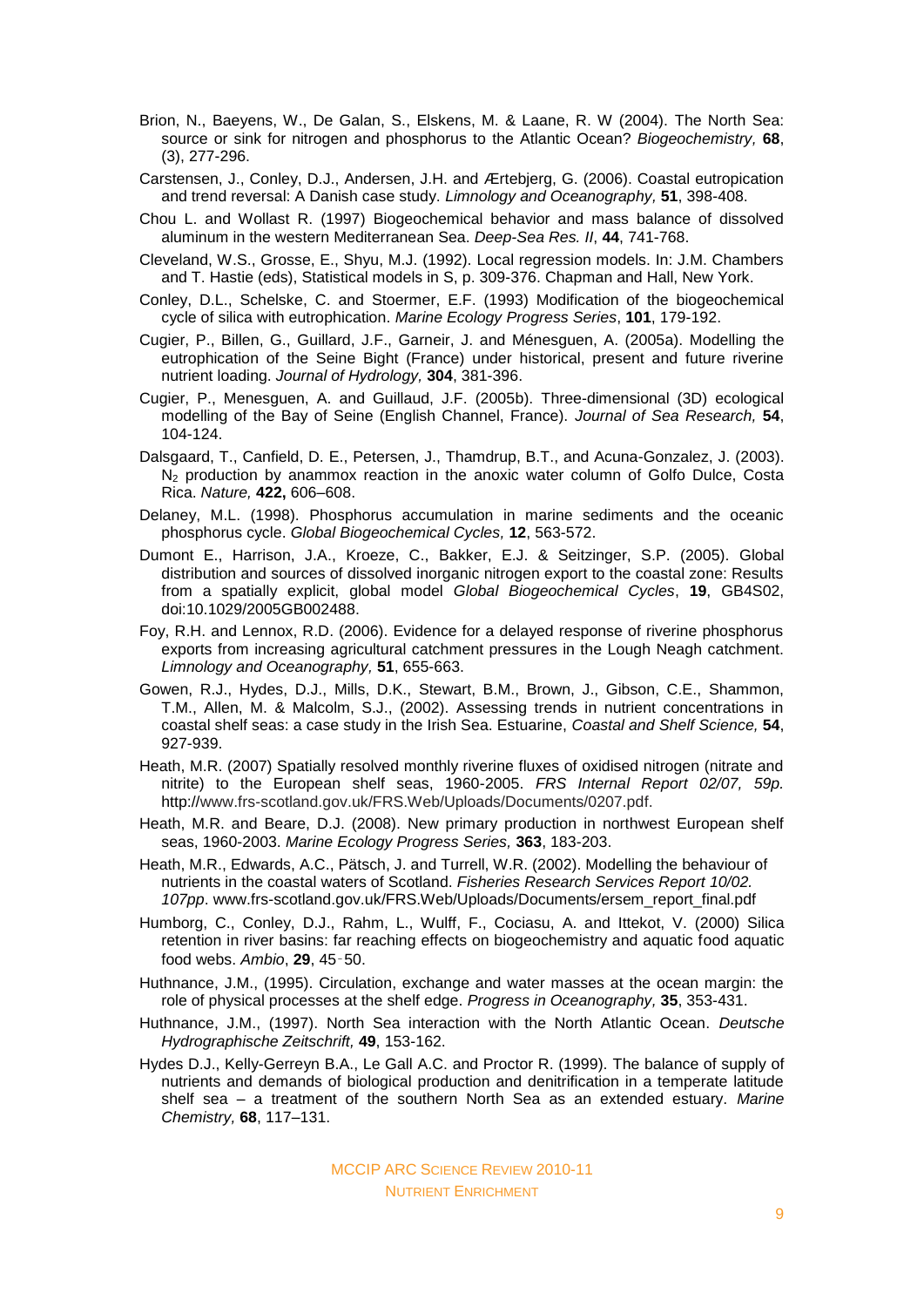Brion, N., Baeyens, W., De Galan, S., Elskens, M. & Laane, R. W (2004). The North Sea: source or sink for nitrogen and phosphorus to the Atlantic Ocean? *Biogeochemistry,* **68**, (3), 277-296.

Carstensen, J., Conley, D.J., Andersen, J.H. and Ærtebjerg, G. (2006). Coastal eutropication and trend reversal: A Danish case study. *Limnology and Oceanography,* **51**, 398-408.

Chou L. and Wollast R. (1997) Biogeochemical behavior and mass balance of dissolved aluminum in the western Mediterranean Sea. *Deep-Sea Res. II*, **44**, 741-768.

Cleveland, W.S., Grosse, E., Shyu, M.J. (1992). Local regression models. In: J.M. Chambers and T. Hastie (eds), Statistical models in S, p. 309-376. Chapman and Hall, New York.

Conley, D.L., Schelske, C. and Stoermer, E.F. (1993) Modification of the biogeochemical cycle of silica with eutrophication. *Marine Ecology Progress Series*, **101**, 179-192.

Cugier, P., Billen, G., Guillard, J.F., Garneir, J. and Ménesguen, A. (2005a). Modelling the eutrophication of the Seine Bight (France) under historical, present and future riverine nutrient loading. *Journal of Hydrology,* **304**, 381-396.

Cugier, P., Menesguen, A. and Guillaud, J.F. (2005b). Three-dimensional (3D) ecological modelling of the Bay of Seine (English Channel, France). *Journal of Sea Research,* **54**, 104-124.

Dalsgaard, T., Canfield, D. E., Petersen, J., Thamdrup, B.T., and Acuna-Gonzalez, J. (2003). $N_2$ production by anammox reaction in the anoxic water column of Golfo Dulce, Costa Rica. *Nature,* **422,** 606–608.

Delaney, M.L. (1998). Phosphorus accumulation in marine sediments and the oceanic phosphorus cycle. *Global Biogeochemical Cycles,* **12**, 563-572.

Dumont E., Harrison, J.A., Kroeze, C., Bakker, E.J. & Seitzinger, S.P. (2005). Global distribution and sources of dissolved inorganic nitrogen export to the coastal zone: Results from a spatially explicit, global model *Global Biogeochemical Cycles*, **19**, GB4S02, doi:10.1029/2005GB002488.

Foy, R.H. and Lennox, R.D. (2006). Evidence for a delayed response of riverine phosphorus exports from increasing agricultural catchment pressures in the Lough Neagh catchment. *Limnology and Oceanography,* **51**, 655-663.

Gowen, R.J., Hydes, D.J., Mills, D.K., Stewart, B.M., Brown, J., Gibson, C.E., Shammon, T.M., Allen, M. & Malcolm, S.J., (2002). Assessing trends in nutrient concentrations in coastal shelf seas: a case study in the Irish Sea. Estuarine, *Coastal and Shelf Science,* **54**, 927-939.

Heath, M.R. (2007) Spatially resolved monthly riverine fluxes of oxidised nitrogen (nitrate and nitrite) to the European shelf seas, 1960-2005. *FRS Internal Report 02/07, 59p.* http://www.frs-scotland.gov.uk/FRS.Web/Uploads/Documents/0207.pdf.

Heath, M.R. and Beare, D.J. (2008). New primary production in northwest European shelf seas, 1960-2003. *Marine Ecology Progress Series,* **363**, 183-203.

Heath, M.R., Edwards, A.C., Pätsch, J. and Turrell, W.R. (2002). Modelling the behaviour of nutrients in the coastal waters of Scotland. *Fisheries Research Services Report 10/02. 107pp*. www.frs-scotland.gov.uk/FRS.Web/Uploads/Documents/ersem_report_final.pdf

Humborg, C., Conley, D.J., Rahm, L., Wulff, F., Cociasu, A. and Ittekot, V. (2000) Silica retention in river basins: far reaching effects on biogeochemistry and aquatic food aquatic food webs. *Ambio*, **29**, 45‑50.

Huthnance, J.M., (1995). Circulation, exchange and water masses at the ocean margin: the role of physical processes at the shelf edge. *Progress in Oceanography,* **35**, 353-431.

Huthnance, J.M., (1997). North Sea interaction with the North Atlantic Ocean. *Deutsche Hydrographische Zeitschrift,* **49**, 153-162.

Hydes D.J., Kelly-Gerreyn B.A., Le Gall A.C. and Proctor R. (1999). The balance of supply of nutrients and demands of biological production and denitrification in a temperate latitude shelf sea – a treatment of the southern North Sea as an extended estuary. *Marine Chemistry,* **68**, 117–131.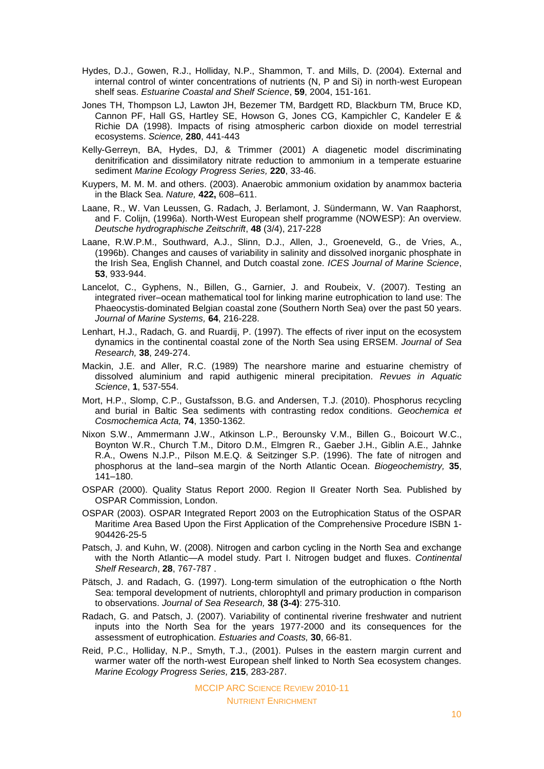Hydes, D.J., Gowen, R.J., Holliday, N.P., Shammon, T. and Mills, D. (2004). External and internal control of winter concentrations of nutrients (N, P and Si) in north-west European shelf seas. *Estuarine Coastal and Shelf Science*, **59**, 2004, 151-161.

Jones TH, Thompson LJ, Lawton JH, Bezemer TM, Bardgett RD, Blackburn TM, Bruce KD, Cannon PF, Hall GS, Hartley SE, Howson G, Jones CG, Kampichler C, Kandeler E & Richie DA (1998). Impacts of rising atmospheric carbon dioxide on model terrestrial ecosystems. *Science,* **280**, 441-443

Kelly-Gerreyn, BA, Hydes, DJ, & Trimmer (2001) A diagenetic model discriminating denitrification and dissimilatory nitrate reduction to ammonium in a temperate estuarine sediment *Marine Ecology Progress Series,* **220**, 33-46.

Kuypers, M. M. M. and others. (2003). Anaerobic ammonium oxidation by anammox bacteria in the Black Sea. *Nature,* **422,** 608–611.

Laane, R., W. Van Leussen, G. Radach, J. Berlamont, J. Sündermann, W. Van Raaphorst, and F. Colijn, (1996a). North-West European shelf programme (NOWESP): An overview. *Deutsche hydrographische Zeitschrift*, **48** (3/4), 217-228

Laane, R.W.P.M., Southward, A.J., Slinn, D.J., Allen, J., Groeneveld, G., de Vries, A., (1996b). Changes and causes of variability in salinity and dissolved inorganic phosphate in the Irish Sea, English Channel, and Dutch coastal zone. *ICES Journal of Marine Science*, **53**, 933-944.

Lancelot, C., Gyphens, N., Billen, G., Garnier, J. and Roubeix, V. (2007). Testing an integrated river–ocean mathematical tool for linking marine eutrophication to land use: The Phaeocystis-dominated Belgian coastal zone (Southern North Sea) over the past 50 years. *Journal of Marine Systems,* **64**, 216-228.

Lenhart, H.J., Radach, G. and Ruardij, P. (1997). The effects of river input on the ecosystem dynamics in the continental coastal zone of the North Sea using ERSEM. *Journal of Sea Research,* **38**, 249-274.

Mackin, J.E. and Aller, R.C. (1989) The nearshore marine and estuarine chemistry of dissolved aluminium and rapid authigenic mineral precipitation. *Revues in Aquatic Science*, **1**, 537-554.

Mort, H.P., Slomp, C.P., Gustafsson, B.G. and Andersen, T.J. (2010). Phosphorus recycling and burial in Baltic Sea sediments with contrasting redox conditions. *Geochemica et Cosmochemica Acta,* **74**, 1350-1362.

Nixon S.W., Ammermann J.W., Atkinson L.P., Berounsky V.M., Billen G., Boicourt W.C., Boynton W.R., Church T.M., Ditoro D.M., Elmgren R., Gaeber J.H., Giblin A.E., Jahnke R.A., Owens N.J.P., Pilson M.E.Q. & Seitzinger S.P. (1996). The fate of nitrogen and phosphorus at the land–sea margin of the North Atlantic Ocean. *Biogeochemistry,* **35**, 141–180.

OSPAR (2000). Quality Status Report 2000. Region II Greater North Sea. Published by OSPAR Commission, London.

OSPAR (2003). OSPAR Integrated Report 2003 on the Eutrophication Status of the OSPAR Maritime Area Based Upon the First Application of the Comprehensive Procedure ISBN 1-904426-25-5

Patsch, J. and Kuhn, W. (2008). Nitrogen and carbon cycling in the North Sea and exchange with the North Atlantic—A model study. Part I. Nitrogen budget and fluxes. *Continental Shelf Research*, **28**, 767-787 .

Pätsch, J. and Radach, G. (1997). Long-term simulation of the eutrophication o fthe North Sea: temporal development of nutrients, chlorophtyll and primary production in comparison to observations. *Journal of Sea Research,* **38 (3-4)**: 275-310.

Radach, G. and Patsch, J. (2007). Variability of continental riverine freshwater and nutrient inputs into the North Sea for the years 1977-2000 and its consequences for the assessment of eutrophication. *Estuaries and Coasts,* **30**, 66-81.

Reid, P.C., Holliday, N.P., Smyth, T.J., (2001). Pulses in the eastern margin current and warmer water off the north-west European shelf linked to North Sea ecosystem changes. *Marine Ecology Progress Series,* **215**, 283-287.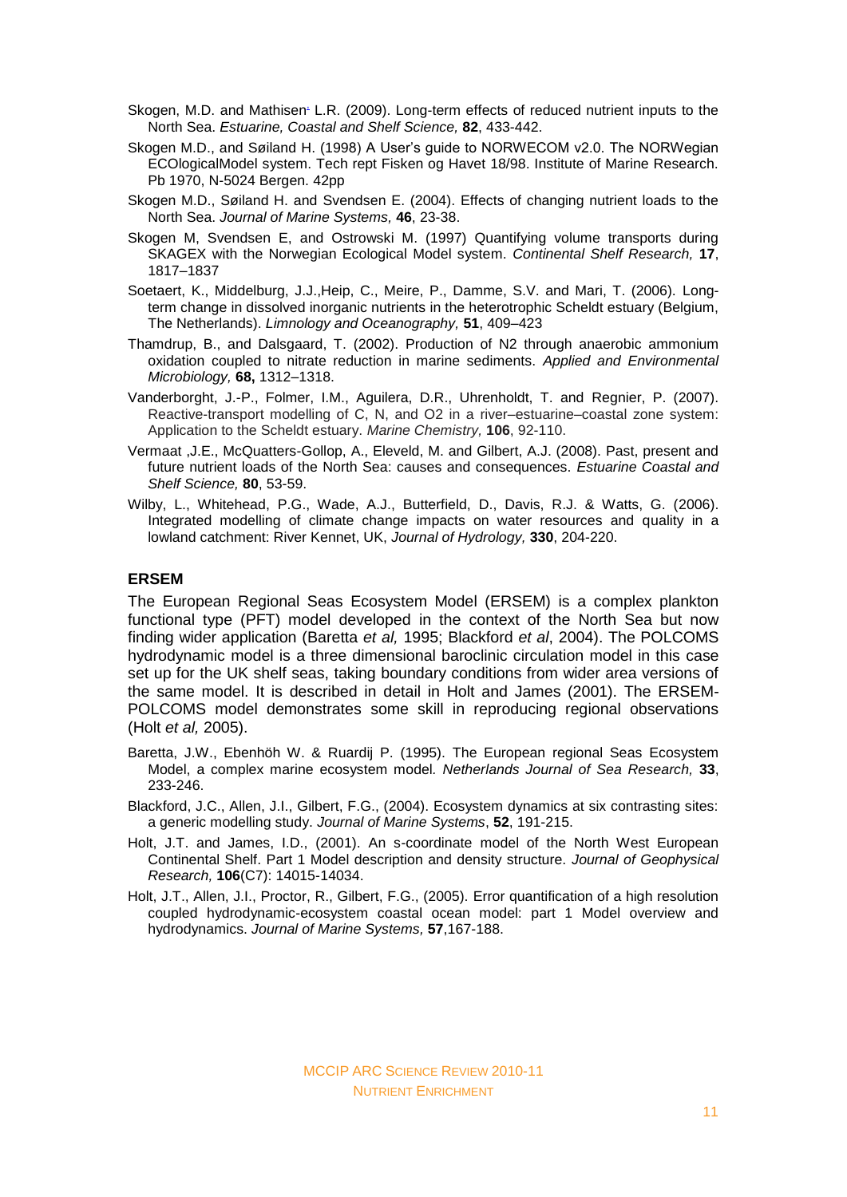Skogen, M.D. and Mathisen, L.R. (2009). Long-term effects of reduced nutrient inputs to the North Sea. *Estuarine, Coastal and Shelf Science,* **82**, 433-442.

Skogen M.D., and Søiland H. (1998) A User's guide to NORWECOM v2.0. The NORWegian ECOlogicalModel system. Tech rept Fisken og Havet 18/98. Institute of Marine Research. Pb 1970, N-5024 Bergen. 42pp

Skogen M.D., Søiland H. and Svendsen E. (2004). Effects of changing nutrient loads to the North Sea. *Journal of Marine Systems,* **46**, 23-38.

Skogen M, Svendsen E, and Ostrowski M. (1997) Quantifying volume transports during SKAGEX with the Norwegian Ecological Model system. *Continental Shelf Research,* **17**, 1817–1837

Soetaert, K., Middelburg, J.J.,Heip, C., Meire, P., Damme, S.V. and Mari, T. (2006). Long-term change in dissolved inorganic nutrients in the heterotrophic Scheldt estuary (Belgium, The Netherlands). *Limnology and Oceanography,* **51**, 409–423

Thamdrup, B., and Dalsgaard, T. (2002). Production of N2 through anaerobic ammonium oxidation coupled to nitrate reduction in marine sediments. *Applied and Environmental Microbiology,* **68,** 1312–1318.

Vanderborght, J.-P., Folmer, I.M., Aguilera, D.R., Uhrenholdt, T. and Regnier, P. (2007). Reactive-transport modelling of C, N, and O2 in a river–estuarine–coastal zone system: Application to the Scheldt estuary. *Marine Chemistry,* **106**, 92-110.

Vermaat ,J.E., McQuatters-Gollop, A., Eleveld, M. and Gilbert, A.J. (2008). Past, present and future nutrient loads of the North Sea: causes and consequences. *Estuarine Coastal and Shelf Science,* **80**, 53-59.

Wilby, L., Whitehead, P.G., Wade, A.J., Butterfield, D., Davis, R.J. & Watts, G. (2006). Integrated modelling of climate change impacts on water resources and quality in a lowland catchment: River Kennet, UK, *Journal of Hydrology,* **330**, 204-220.

## ERSEM

The European Regional Seas Ecosystem Model (ERSEM) is a complex plankton functional type (PFT) model developed in the context of the North Sea but now finding wider application (Baretta *et al,* 1995; Blackford *et al*, 2004). The POLCOMS hydrodynamic model is a three dimensional baroclinic circulation model in this case set up for the UK shelf seas, taking boundary conditions from wider area versions of the same model. It is described in detail in Holt and James (2001). The ERSEM-POLCOMS model demonstrates some skill in reproducing regional observations (Holt *et al,* 2005).

Baretta, J.W., Ebenhöh W. & Ruardij P. (1995). The European regional Seas Ecosystem Model, a complex marine ecosystem model. *Netherlands Journal of Sea Research,* **33**, 233-246.

Blackford, J.C., Allen, J.I., Gilbert, F.G., (2004). Ecosystem dynamics at six contrasting sites: a generic modelling study. *Journal of Marine Systems*, **52**, 191-215.

Holt, J.T. and James, I.D., (2001). An s-coordinate model of the North West European Continental Shelf. Part 1 Model description and density structure. *Journal of Geophysical Research,* **106**(C7): 14015-14034.

Holt, J.T., Allen, J.I., Proctor, R., Gilbert, F.G., (2005). Error quantification of a high resolution coupled hydrodynamic-ecosystem coastal ocean model: part 1 Model overview and hydrodynamics. *Journal of Marine Systems,* **57**,167-188.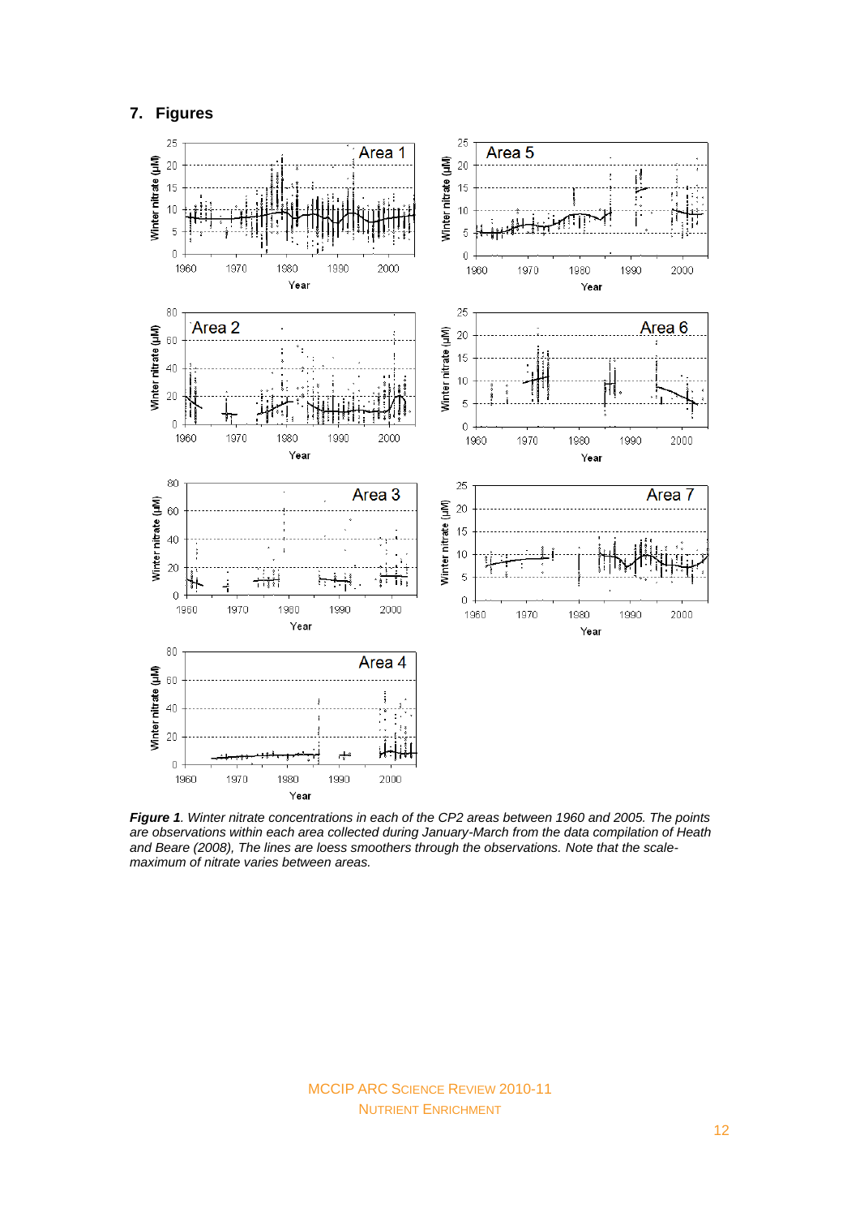## 7. Figures

*Figure 1. Winter nitrate concentrations in each of the CP2 areas between 1960 and 2005. The points are observations within each area collected during January-March from the data compilation of Heath and Beare (2008), The lines are loess smoothers through the observations. Note that the scale-maximum of nitrate varies between areas.*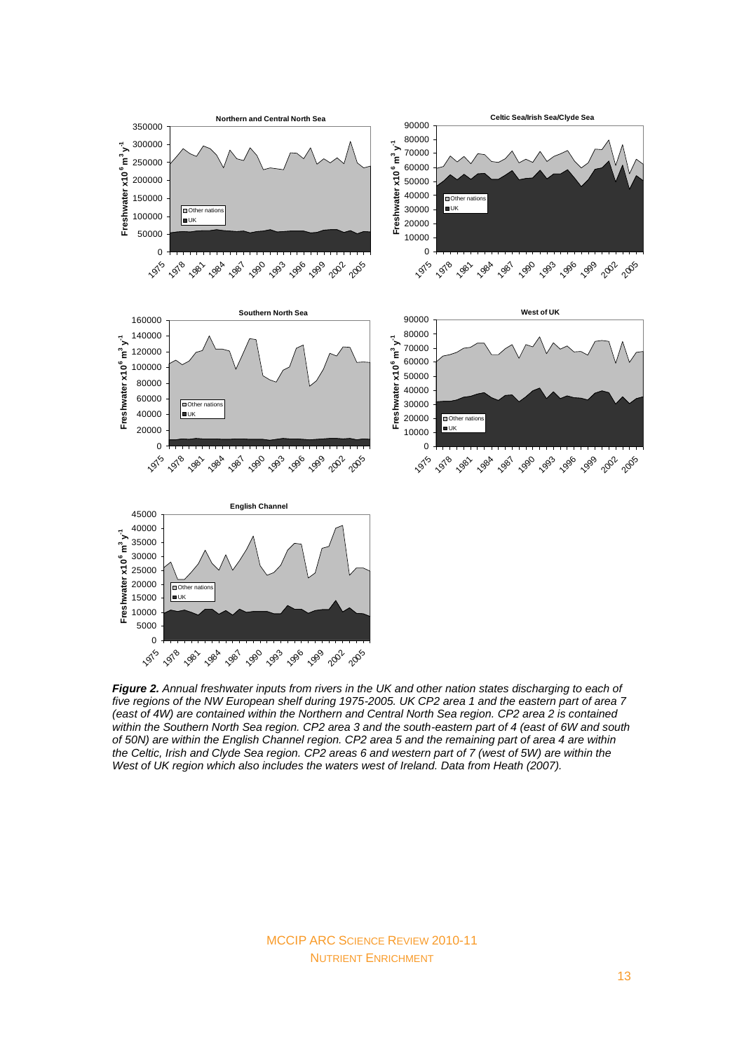***Figure 2.*** *Annual freshwater inputs from rivers in the UK and other nation states discharging to each of five regions of the NW European shelf during 1975-2005. UK CP2 area 1 and the eastern part of area 7 (east of 4W) are contained within the Northern and Central North Sea region. CP2 area 2 is contained within the Southern North Sea region. CP2 area 3 and the south-eastern part of 4 (east of 6W and south of 50N) are within the English Channel region. CP2 area 5 and the remaining part of area 4 are within the Celtic, Irish and Clyde Sea region. CP2 areas 6 and western part of 7 (west of 5W) are within the West of UK region which also includes the waters west of Ireland. Data from Heath (2007).*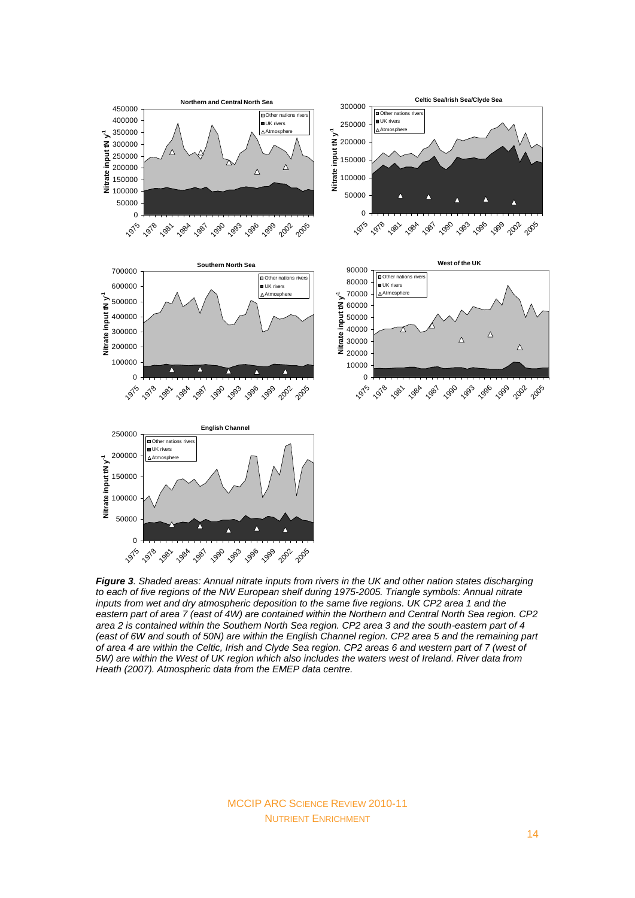***Figure 3**. Shaded areas: Annual nitrate inputs from rivers in the UK and other nation states discharging to each of five regions of the NW European shelf during 1975-2005. Triangle symbols: Annual nitrate inputs from wet and dry atmospheric deposition to the same five regions. UK CP2 area 1 and the eastern part of area 7 (east of 4W) are contained within the Northern and Central North Sea region. CP2 area 2 is contained within the Southern North Sea region. CP2 area 3 and the south-eastern part of 4 (east of 6W and south of 50N) are within the English Channel region. CP2 area 5 and the remaining part of area 4 are within the Celtic, Irish and Clyde Sea region. CP2 areas 6 and western part of 7 (west of 5W) are within the West of UK region which also includes the waters west of Ireland. River data from Heath (2007). Atmospheric data from the EMEP data centre.*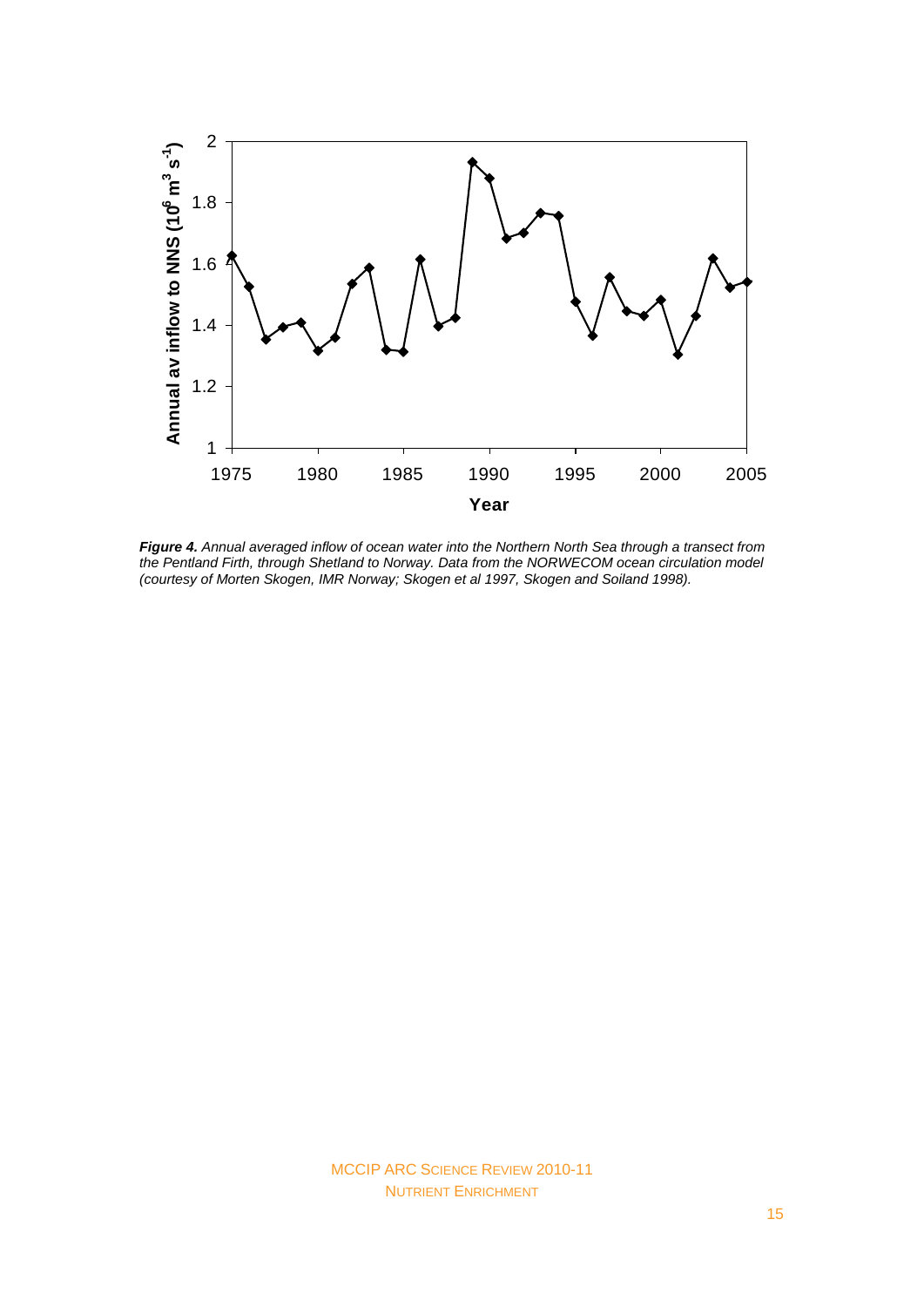***Figure 4.*** *Annual averaged inflow of ocean water into the Northern North Sea through a transect from the Pentland Firth, through Shetland to Norway. Data from the NORWECOM ocean circulation model (courtesy of Morten Skogen, IMR Norway; Skogen et al 1997, Skogen and Soiland 1998).*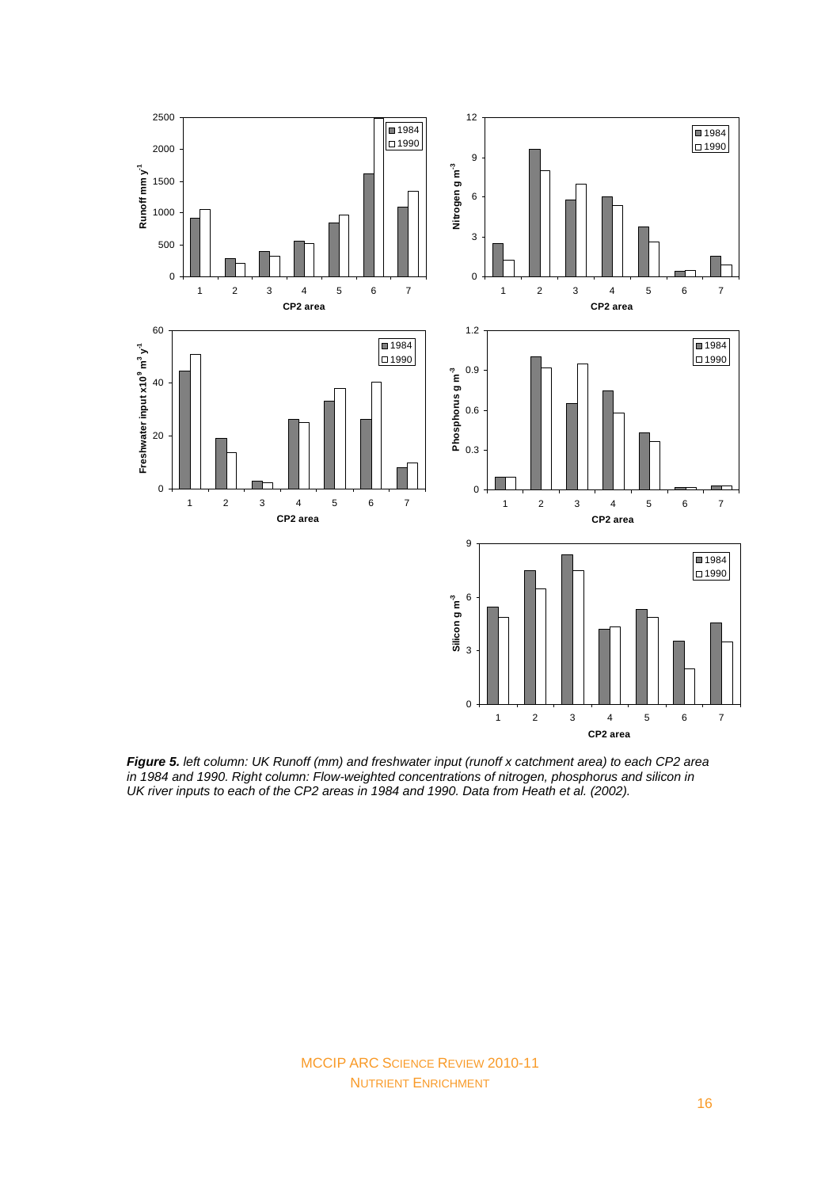***Figure 5.*** *left column: UK Runoff (mm) and freshwater input (runoff x catchment area) to each CP2 area in 1984 and 1990. Right column: Flow-weighted concentrations of nitrogen, phosphorus and silicon in UK river inputs to each of the CP2 areas in 1984 and 1990. Data from Heath et al. (2002).*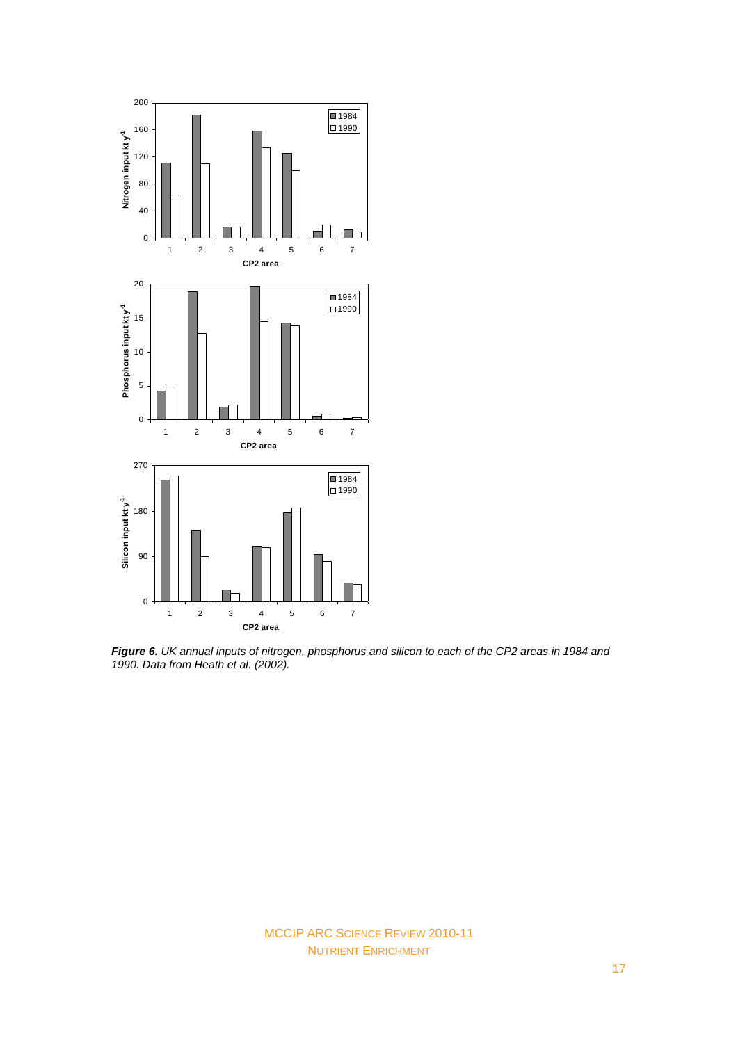***Figure 6.*** *UK annual inputs of nitrogen, phosphorus and silicon to each of the CP2 areas in 1984 and 1990. Data from Heath et al. (2002).*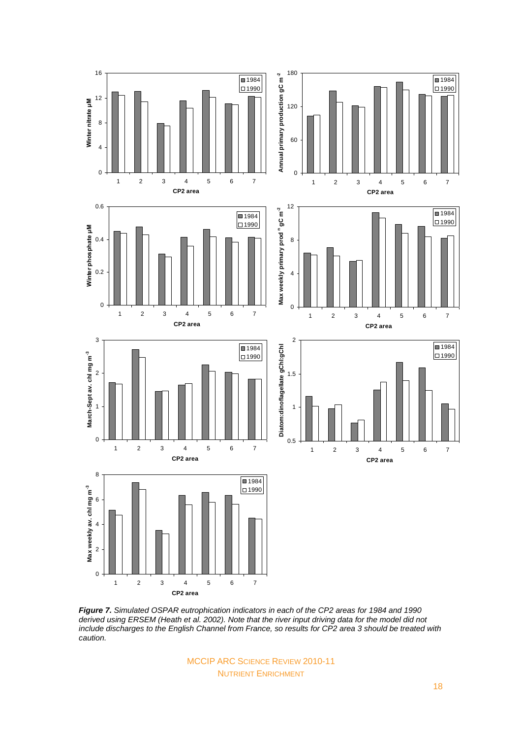Winter nitrate µM
16
12
8
4
0
1 2 3 4 5 6 7
CP2 area
1984
1990

Annual primary production gC m$^{-2}$
180
120
60
0
1 2 3 4 5 6 7
CP2 area
1984
1990

Winter phosphate µM
0.6
0.4
0.2
0
1 2 3 4 5 6 7
CP2 area
1984
1990

Max weekly primary prod$^{n}$ gC m$^{-2}$
12
8
4
0
1 2 3 4 5 6 7
CP2 area
1984
1990

March-Sept av. chl mg m$^{-3}$
3
2
1
0
1 2 3 4 5 6 7
CP2 area
1984
1990

Diatom:dinoflagellate gChl:gChl
2
1.5
1
0.5
1 2 3 4 5 6 7
CP2 area
1984
1990

Max weekly av. chl mg m$^{-3}$
8
6
4
2
0
1 2 3 4 5 6 7
CP2 area
1984
1990

***Figure 7.*** *Simulated OSPAR eutrophication indicators in each of the CP2 areas for 1984 and 1990 derived using ERSEM (Heath et al. 2002). Note that the river input driving data for the model did not include discharges to the English Channel from France, so results for CP2 area 3 should be treated with caution.*